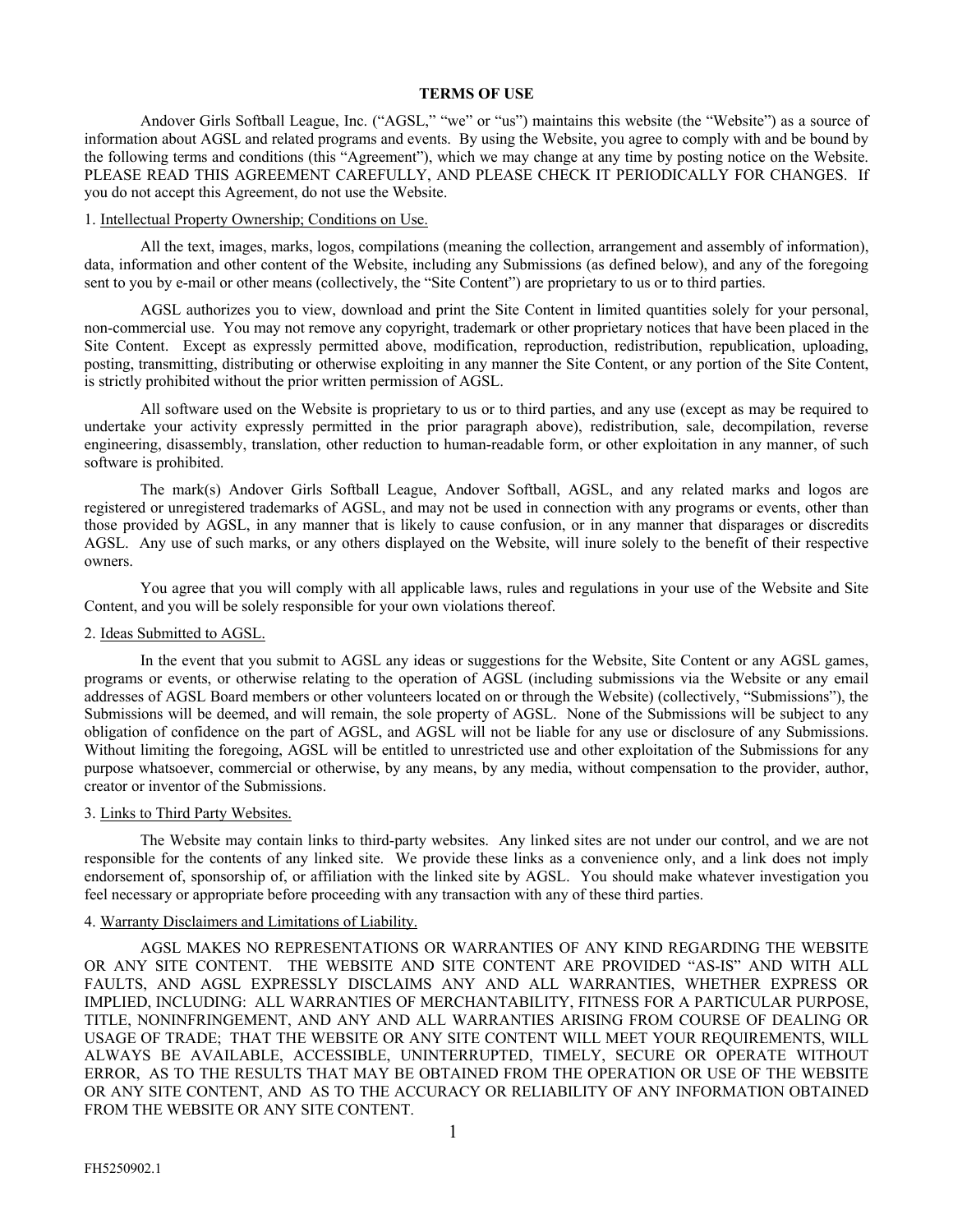# TERMS OF USE

Andover Girls Softball League, Inc. ("AGSL," "we" or "us") maintains this website (the "Website") as a source of information about AGSL and related programs and events. By using the Website, you agree to comply with and be bound by the following terms and conditions (this "Agreement"), which we may change at any time by posting notice on the Website. PLEASE READ THIS AGREEMENT CAREFULLY, AND PLEASE CHECK IT PERIODICALLY FOR CHANGES. If you do not accept this Agreement, do not use the Website.

## 1. Intellectual Property Ownership; Conditions on Use.

All the text, images, marks, logos, compilations (meaning the collection, arrangement and assembly of information), data, information and other content of the Website, including any Submissions (as defined below), and any of the foregoing sent to you by e-mail or other means (collectively, the "Site Content") are proprietary to us or to third parties.

AGSL authorizes you to view, download and print the Site Content in limited quantities solely for your personal, non-commercial use. You may not remove any copyright, trademark or other proprietary notices that have been placed in the Site Content. Except as expressly permitted above, modification, reproduction, redistribution, republication, uploading, posting, transmitting, distributing or otherwise exploiting in any manner the Site Content, or any portion of the Site Content, is strictly prohibited without the prior written permission of AGSL.

All software used on the Website is proprietary to us or to third parties, and any use (except as may be required to undertake your activity expressly permitted in the prior paragraph above), redistribution, sale, decompilation, reverse engineering, disassembly, translation, other reduction to human-readable form, or other exploitation in any manner, of such software is prohibited.

The mark(s) Andover Girls Softball League, Andover Softball, AGSL, and any related marks and logos are registered or unregistered trademarks of AGSL, and may not be used in connection with any programs or events, other than those provided by AGSL, in any manner that is likely to cause confusion, or in any manner that disparages or discredits AGSL. Any use of such marks, or any others displayed on the Website, will inure solely to the benefit of their respective owners.

You agree that you will comply with all applicable laws, rules and regulations in your use of the Website and Site Content, and you will be solely responsible for your own violations thereof.

## 2. Ideas Submitted to AGSL.

In the event that you submit to AGSL any ideas or suggestions for the Website, Site Content or any AGSL games, programs or events, or otherwise relating to the operation of AGSL (including submissions via the Website or any email addresses of AGSL Board members or other volunteers located on or through the Website) (collectively, "Submissions"), the Submissions will be deemed, and will remain, the sole property of AGSL. None of the Submissions will be subject to any obligation of confidence on the part of AGSL, and AGSL will not be liable for any use or disclosure of any Submissions. Without limiting the foregoing, AGSL will be entitled to unrestricted use and other exploitation of the Submissions for any purpose whatsoever, commercial or otherwise, by any means, by any media, without compensation to the provider, author, creator or inventor of the Submissions.

## 3. Links to Third Party Websites.

The Website may contain links to third-party websites. Any linked sites are not under our control, and we are not responsible for the contents of any linked site. We provide these links as a convenience only, and a link does not imply endorsement of, sponsorship of, or affiliation with the linked site by AGSL. You should make whatever investigation you feel necessary or appropriate before proceeding with any transaction with any of these third parties.

## 4. Warranty Disclaimers and Limitations of Liability.

AGSL MAKES NO REPRESENTATIONS OR WARRANTIES OF ANY KIND REGARDING THE WEBSITE OR ANY SITE CONTENT. THE WEBSITE AND SITE CONTENT ARE PROVIDED "AS-IS" AND WITH ALL FAULTS, AND AGSL EXPRESSLY DISCLAIMS ANY AND ALL WARRANTIES, WHETHER EXPRESS OR IMPLIED, INCLUDING: ALL WARRANTIES OF MERCHANTABILITY, FITNESS FOR A PARTICULAR PURPOSE, TITLE, NONINFRINGEMENT, AND ANY AND ALL WARRANTIES ARISING FROM COURSE OF DEALING OR USAGE OF TRADE; THAT THE WEBSITE OR ANY SITE CONTENT WILL MEET YOUR REQUIREMENTS, WILL ALWAYS BE AVAILABLE, ACCESSIBLE, UNINTERRUPTED, TIMELY, SECURE OR OPERATE WITHOUT ERROR, AS TO THE RESULTS THAT MAY BE OBTAINED FROM THE OPERATION OR USE OF THE WEBSITE OR ANY SITE CONTENT, AND AS TO THE ACCURACY OR RELIABILITY OF ANY INFORMATION OBTAINED FROM THE WEBSITE OR ANY SITE CONTENT.

FH5250902.1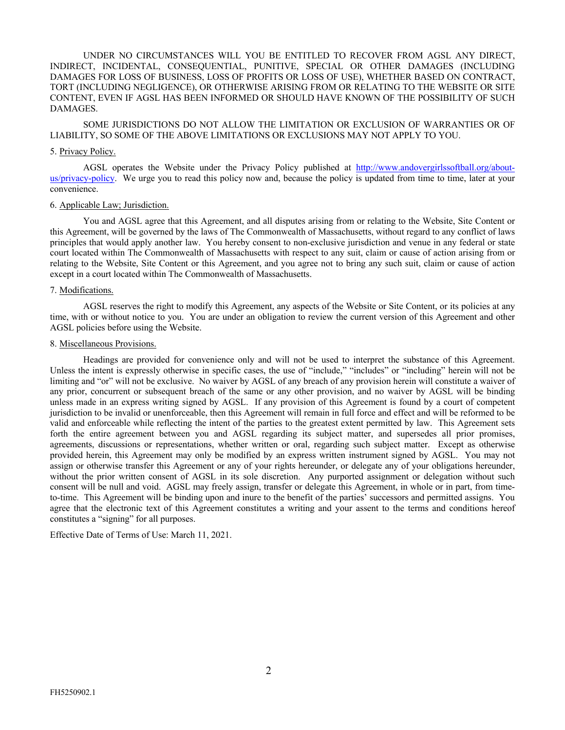UNDER NO CIRCUMSTANCES WILL YOU BE ENTITLED TO RECOVER FROM AGSL ANY DIRECT, INDIRECT, INCIDENTAL, CONSEQUENTIAL, PUNITIVE, SPECIAL OR OTHER DAMAGES (INCLUDING DAMAGES FOR LOSS OF BUSINESS, LOSS OF PROFITS OR LOSS OF USE), WHETHER BASED ON CONTRACT, TORT (INCLUDING NEGLIGENCE), OR OTHERWISE ARISING FROM OR RELATING TO THE WEBSITE OR SITE CONTENT, EVEN IF AGSL HAS BEEN INFORMED OR SHOULD HAVE KNOWN OF THE POSSIBILITY OF SUCH DAMAGES.

SOME JURISDICTIONS DO NOT ALLOW THE LIMITATION OR EXCLUSION OF WARRANTIES OR OF LIABILITY, SO SOME OF THE ABOVE LIMITATIONS OR EXCLUSIONS MAY NOT APPLY TO YOU.

5. Privacy Policy.

AGSL operates the Website under the Privacy Policy published at http://www.andovergirlssoftball.org/about-us/privacy-policy. We urge you to read this policy now and, because the policy is updated from time to time, later at your convenience.

6. Applicable Law; Jurisdiction.

You and AGSL agree that this Agreement, and all disputes arising from or relating to the Website, Site Content or this Agreement, will be governed by the laws of The Commonwealth of Massachusetts, without regard to any conflict of laws principles that would apply another law. You hereby consent to non-exclusive jurisdiction and venue in any federal or state court located within The Commonwealth of Massachusetts with respect to any suit, claim or cause of action arising from or relating to the Website, Site Content or this Agreement, and you agree not to bring any such suit, claim or cause of action except in a court located within The Commonwealth of Massachusetts.

7. Modifications.

AGSL reserves the right to modify this Agreement, any aspects of the Website or Site Content, or its policies at any time, with or without notice to you. You are under an obligation to review the current version of this Agreement and other AGSL policies before using the Website.

8. Miscellaneous Provisions.

Headings are provided for convenience only and will not be used to interpret the substance of this Agreement. Unless the intent is expressly otherwise in specific cases, the use of "include," "includes" or "including" herein will not be limiting and "or" will not be exclusive. No waiver by AGSL of any breach of any provision herein will constitute a waiver of any prior, concurrent or subsequent breach of the same or any other provision, and no waiver by AGSL will be binding unless made in an express writing signed by AGSL. If any provision of this Agreement is found by a court of competent jurisdiction to be invalid or unenforceable, then this Agreement will remain in full force and effect and will be reformed to be valid and enforceable while reflecting the intent of the parties to the greatest extent permitted by law. This Agreement sets forth the entire agreement between you and AGSL regarding its subject matter, and supersedes all prior promises, agreements, discussions or representations, whether written or oral, regarding such subject matter. Except as otherwise provided herein, this Agreement may only be modified by an express written instrument signed by AGSL. You may not assign or otherwise transfer this Agreement or any of your rights hereunder, or delegate any of your obligations hereunder, without the prior written consent of AGSL in its sole discretion. Any purported assignment or delegation without such consent will be null and void. AGSL may freely assign, transfer or delegate this Agreement, in whole or in part, from time-to-time. This Agreement will be binding upon and inure to the benefit of the parties' successors and permitted assigns. You agree that the electronic text of this Agreement constitutes a writing and your assent to the terms and conditions hereof constitutes a "signing" for all purposes.

Effective Date of Terms of Use: March 11, 2021.

FH5250902.1